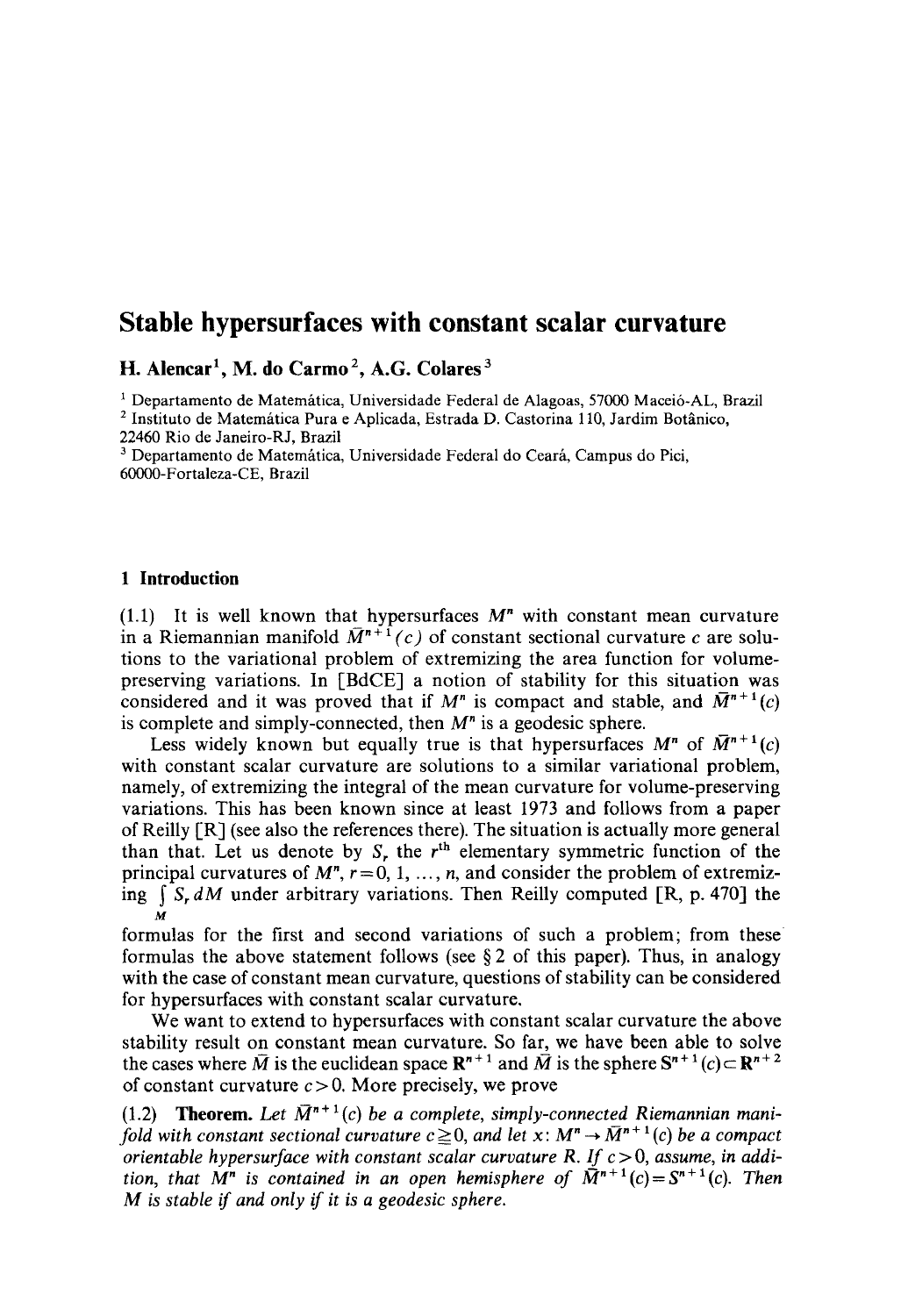# Stable hypersurfaces with constant scalar curvature

**H. Alencar[1], M. do Carmo[2], A.G. Colares[3]**

[1] Departamento de Matemática, Universidade Federal de Alagoas, 57000 Maceió-AL, Brazil
[2] Instituto de Matemática Pura e Aplicada, Estrada D. Castorina 110, Jardim Botânico, 22460 Rio de Janeiro-RJ, Brazil
[3] Departamento de Matemática, Universidade Federal do Ceará, Campus do Pici, 60000-Fortaleza-CE, Brazil

## 1 Introduction

(1.1) It is well known that hypersurfaces $M^n$ with constant mean curvature in a Riemannian manifold $\bar{M}^{n+1}(c)$ of constant sectional curvature $c$ are solutions to the variational problem of extremizing the area function for volume-preserving variations. In [BdCE] a notion of stability for this situation was considered and it was proved that if $M^n$ is compact and stable, and $\bar{M}^{n+1}(c)$ is complete and simply-connected, then $M^n$ is a geodesic sphere.

Less widely known but equally true is that hypersurfaces $M^n$ of $\bar{M}^{n+1}(c)$ with constant scalar curvature are solutions to a similar variational problem, namely, of extremizing the integral of the mean curvature for volume-preserving variations. This has been known since at least 1973 and follows from a paper of Reilly [R] (see also the references there). The situation is actually more general than that. Let us denote by $S_r$ the $r^{\text{th}}$ elementary symmetric function of the principal curvatures of $M^n$, $r=0, 1, \ldots, n$, and consider the problem of extremizing $\int_M S_r \, dM$ under arbitrary variations. Then Reilly computed [R, p. 470] the formulas for the first and second variations of such a problem; from these formulas the above statement follows (see § 2 of this paper). Thus, in analogy with the case of constant mean curvature, questions of stability can be considered for hypersurfaces with constant scalar curvature.

We want to extend to hypersurfaces with constant scalar curvature the above stability result on constant mean curvature. So far, we have been able to solve the cases where $\bar{M}$ is the euclidean space $\mathbf{R}^{n+1}$ and $\bar{M}$ is the sphere $\mathbf{S}^{n+1}(c) \subset \mathbf{R}^{n+2}$ of constant curvature $c>0$. More precisely, we prove

(1.2) **Theorem.** *Let $\bar{M}^{n+1}(c)$ be a complete, simply-connected Riemannian manifold with constant sectional curvature $c \geqq 0$, and let $x: M^n \to \bar{M}^{n+1}(c)$ be a compact orientable hypersurface with constant scalar curvature $R$. If $c>0$, assume, in addition, that $M^n$ is contained in an open hemisphere of $\bar{M}^{n+1}(c) = S^{n+1}(c)$. Then $M$ is stable if and only if it is a geodesic sphere.*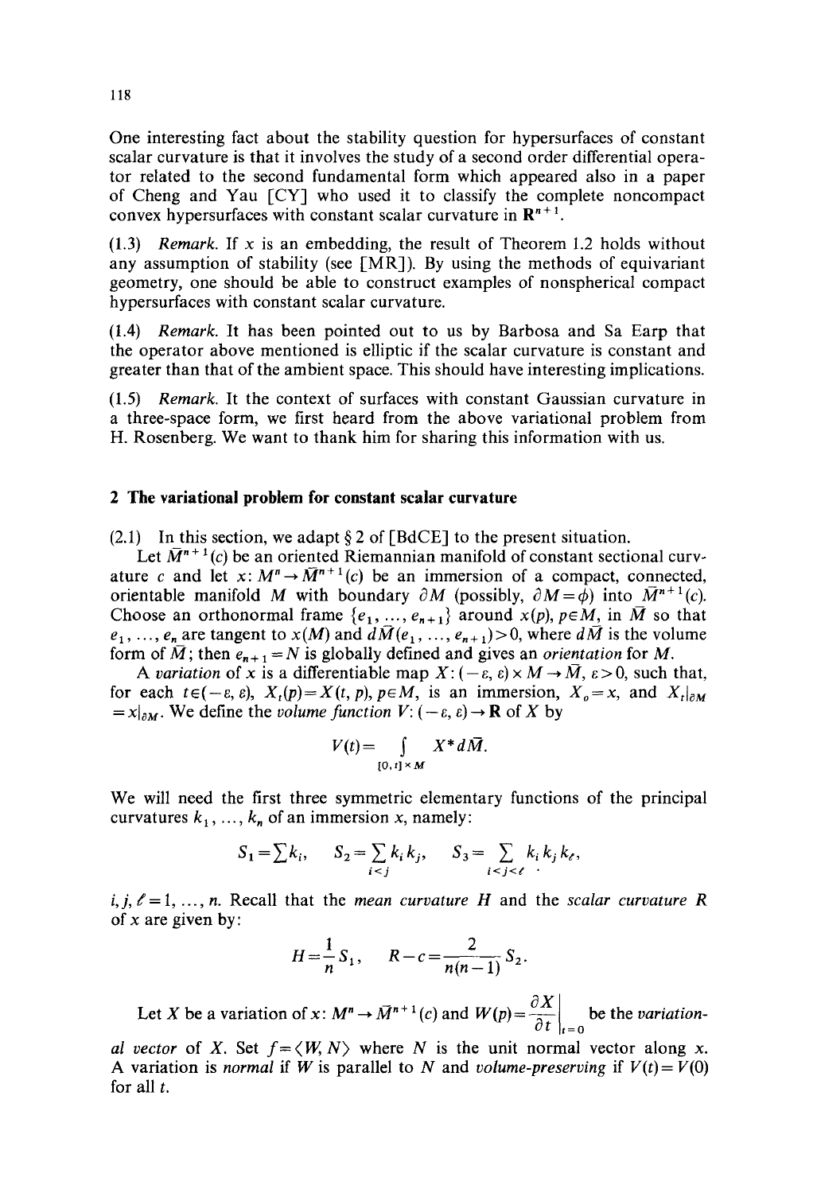One interesting fact about the stability question for hypersurfaces of constant scalar curvature is that it involves the study of a second order differential operator related to the second fundamental form which appeared also in a paper of Cheng and Yau [CY] who used it to classify the complete noncompact convex hypersurfaces with constant scalar curvature in $\mathbf{R}^{n+1}$.

(1.3) *Remark.* If $x$ is an embedding, the result of Theorem 1.2 holds without any assumption of stability (see [MR]). By using the methods of equivariant geometry, one should be able to construct examples of nonspherical compact hypersurfaces with constant scalar curvature.

(1.4) *Remark.* It has been pointed out to us by Barbosa and Sa Earp that the operator above mentioned is elliptic if the scalar curvature is constant and greater than that of the ambient space. This should have interesting implications.

(1.5) *Remark.* It the context of surfaces with constant Gaussian curvature in a three-space form, we first heard from the above variational problem from H. Rosenberg. We want to thank him for sharing this information with us.

## 2 The variational problem for constant scalar curvature

(2.1) In this section, we adapt § 2 of [BdCE] to the present situation.

Let $\bar{M}^{n+1}(c)$ be an oriented Riemannian manifold of constant sectional curvature $c$ and let $x: M^n \to \bar{M}^{n+1}(c)$ be an immersion of a compact, connected, orientable manifold $M$ with boundary $\partial M$ (possibly, $\partial M = \phi$) into $\bar{M}^{n+1}(c)$. Choose an orthonormal frame $\{e_1, \ldots, e_{n+1}\}$ around $x(p)$, $p \in M$, in $\bar{M}$ so that $e_1, \ldots, e_n$ are tangent to $x(M)$ and $d\bar{M}(e_1, \ldots, e_{n+1}) > 0$, where $d\bar{M}$ is the volume form of $\bar{M}$; then $e_{n+1} = N$ is globally defined and gives an *orientation* for $M$.

A *variation* of $x$ is a differentiable map $X: (-\varepsilon, \varepsilon) \times M \to \bar{M}$, $\varepsilon > 0$, such that, for each $t \in (-\varepsilon, \varepsilon)$, $X_t(p) = X(t, p)$, $p \in M$, is an immersion, $X_0 = x$, and $X_t|_{\partial M} = x|_{\partial M}$. We define the *volume function* $V: (-\varepsilon, \varepsilon) \to \mathbf{R}$ of $X$ by

$$V(t) = \int_{[0,t] \times M} X^* d\bar{M}.$$

We will need the first three symmetric elementary functions of the principal curvatures $k_1, \ldots, k_n$ of an immersion $x$, namely:

$$S_1 = \sum k_i, \quad S_2 = \sum_{i<j} k_i k_j, \quad S_3 = \sum_{i<j<\ell} k_i k_j k_\ell,$$

$i, j, \ell = 1, \ldots, n$. Recall that the *mean curvature* $H$ and the *scalar curvature* $R$ of $x$ are given by:

$$H = \frac{1}{n} S_1, \quad R - c = \frac{2}{n(n-1)} S_2.$$

Let $X$ be a variation of $x: M^n \to \bar{M}^{n+1}(c)$ and $W(p) = \left.\frac{\partial X}{\partial t}\right|_{t=0}$ be the *variational vector* of $X$. Set $f = \langle W, N \rangle$ where $N$ is the unit normal vector along $x$. A variation is *normal* if $W$ is parallel to $N$ and *volume-preserving* if $V(t) = V(0)$ for all $t$.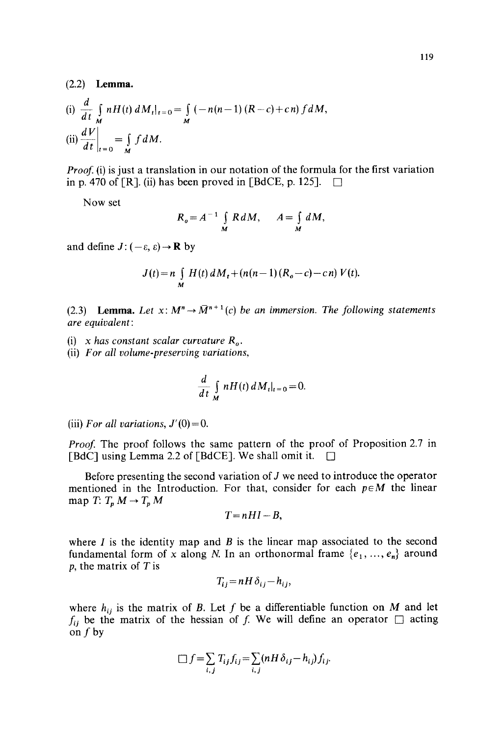**(2.2) Lemma.**

(i) $\frac{d}{dt} \int_M nH(t)\, dM_t|_{t=0} = \int_M (-n(n-1)(R-c)+cn) f\, dM,$

(ii) $\left.\frac{dV}{dt}\right|_{t=0} = \int_M f\, dM.$

*Proof.* (i) is just a translation in our notation of the formula for the first variation in p. 470 of [R]. (ii) has been proved in [BdCE, p. 125]. □

Now set

$$R_o = A^{-1} \int_M R\, dM, \qquad A = \int_M dM,$$

and define $J: (-\varepsilon, \varepsilon) \to \mathbf{R}$ by

$$J(t) = n \int_M H(t)\, dM_t + (n(n-1)(R_o - c) - cn)\, V(t).$$

**(2.3) Lemma.** *Let $x: M^n \to \bar{M}^{n+1}(c)$ be an immersion. The following statements are equivalent:*

(i) *$x$ has constant scalar curvature $R_o$.*

(ii) *For all volume-preserving variations,*

$$\frac{d}{dt} \int_M nH(t)\, dM_t|_{t=0} = 0.$$

(iii) *For all variations, $J'(0) = 0$.*

*Proof.* The proof follows the same pattern of the proof of Proposition 2.7 in [BdC] using Lemma 2.2 of [BdCE]. We shall omit it. □

Before presenting the second variation of $J$ we need to introduce the operator mentioned in the Introduction. For that, consider for each $p \in M$ the linear map $T: T_p M \to T_p M$

$$T = nHI - B,$$

where $I$ is the identity map and $B$ is the linear map associated to the second fundamental form of $x$ along $N$. In an orthonormal frame $\{e_1, \ldots, e_n\}$ around $p$, the matrix of $T$ is

$$T_{ij} = nH\delta_{ij} - h_{ij},$$

where $h_{ij}$ is the matrix of $B$. Let $f$ be a differentiable function on $M$ and let $f_{ij}$ be the matrix of the hessian of $f$. We will define an operator □ acting on $f$ by

$$\Box f = \sum_{i,j} T_{ij} f_{ij} = \sum_{i,j} (nH\delta_{ij} - h_{ij}) f_{ij}.$$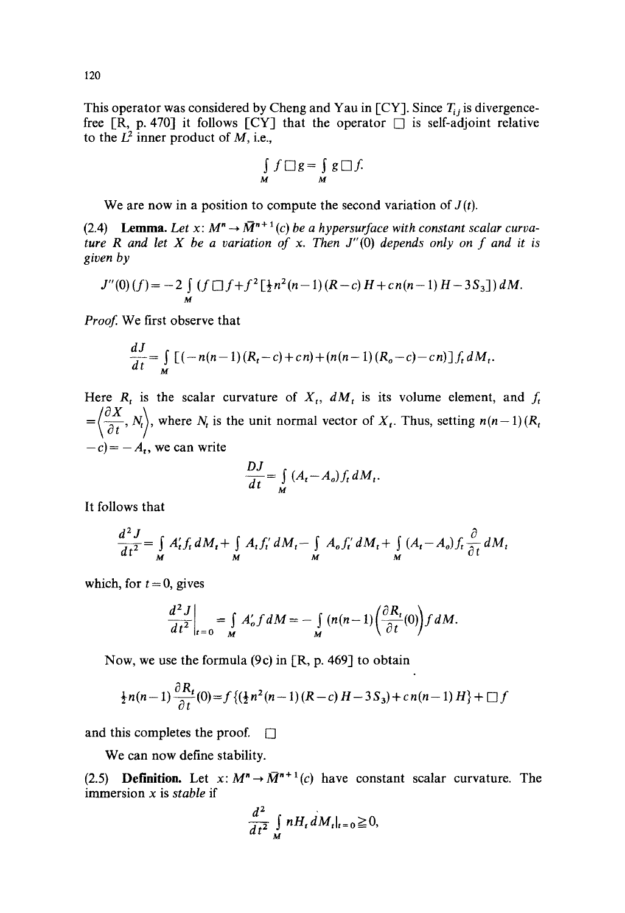This operator was considered by Cheng and Yau in [CY]. Since $T_{ij}$ is divergence-free [R, p. 470] it follows [CY] that the operator $\square$ is self-adjoint relative to the $L^2$ inner product of $M$, i.e.,

$$\int_M f \square g = \int_M g \square f.$$

We are now in a position to compute the second variation of $J(t)$.

(2.4) **Lemma.** *Let $x: M^n \to \bar{M}^{n+1}(c)$ be a hypersurface with constant scalar curvature $R$ and let $X$ be a variation of $x$. Then $J''(0)$ depends only on $f$ and it is given by*

$$J''(0)(f) = -2 \int_M (f \square f + f^2 [\tfrac{1}{2} n^2 (n-1)(R-c) H + cn(n-1) H - 3 S_3])\, dM.$$

*Proof.* We first observe that

$$\frac{dJ}{dt} = \int_M [(-n(n-1)(R_t - c) + cn) + (n(n-1)(R_o - c) - cn)] f_t \, dM_t.$$

Here $R_t$ is the scalar curvature of $X_t$, $dM_t$ is its volume element, and $f_t = \left\langle \frac{\partial X}{\partial t}, N_t \right\rangle$, where $N_t$ is the unit normal vector of $X_t$. Thus, setting $n(n-1)(R_t - c) = -A_t$, we can write

$$\frac{DJ}{dt} = \int_M (A_t - A_o) f_t \, dM_t.$$

It follows that

$$\frac{d^2 J}{dt^2} = \int_M A_t' f_t \, dM_t + \int_M A_t f_t' \, dM_t - \int_M A_o f_t' \, dM_t + \int_M (A_t - A_o) f_t \frac{\partial}{\partial t} dM_t$$

which, for $t = 0$, gives

$$\left. \frac{d^2 J}{dt^2} \right|_{t=0} = \int_M A_o' f \, dM = -\int_M (n(n-1) \left( \frac{\partial R_t}{\partial t}(0) \right) f \, dM.$$

Now, we use the formula (9c) in [R, p. 469] to obtain

$$\tfrac{1}{2} n(n-1) \frac{\partial R_t}{\partial t}(0) = f \{ (\tfrac{1}{2} n^2 (n-1)(R-c) H - 3 S_3) + cn(n-1) H \} + \square f$$

and this completes the proof. $\square$

We can now define stability.

(2.5) **Definition.** Let $x: M^n \to \bar{M}^{n+1}(c)$ have constant scalar curvature. The immersion $x$ is *stable* if

$$\frac{d^2}{dt^2} \int_M n H_t \, dM_t |_{t=0} \geqq 0,$$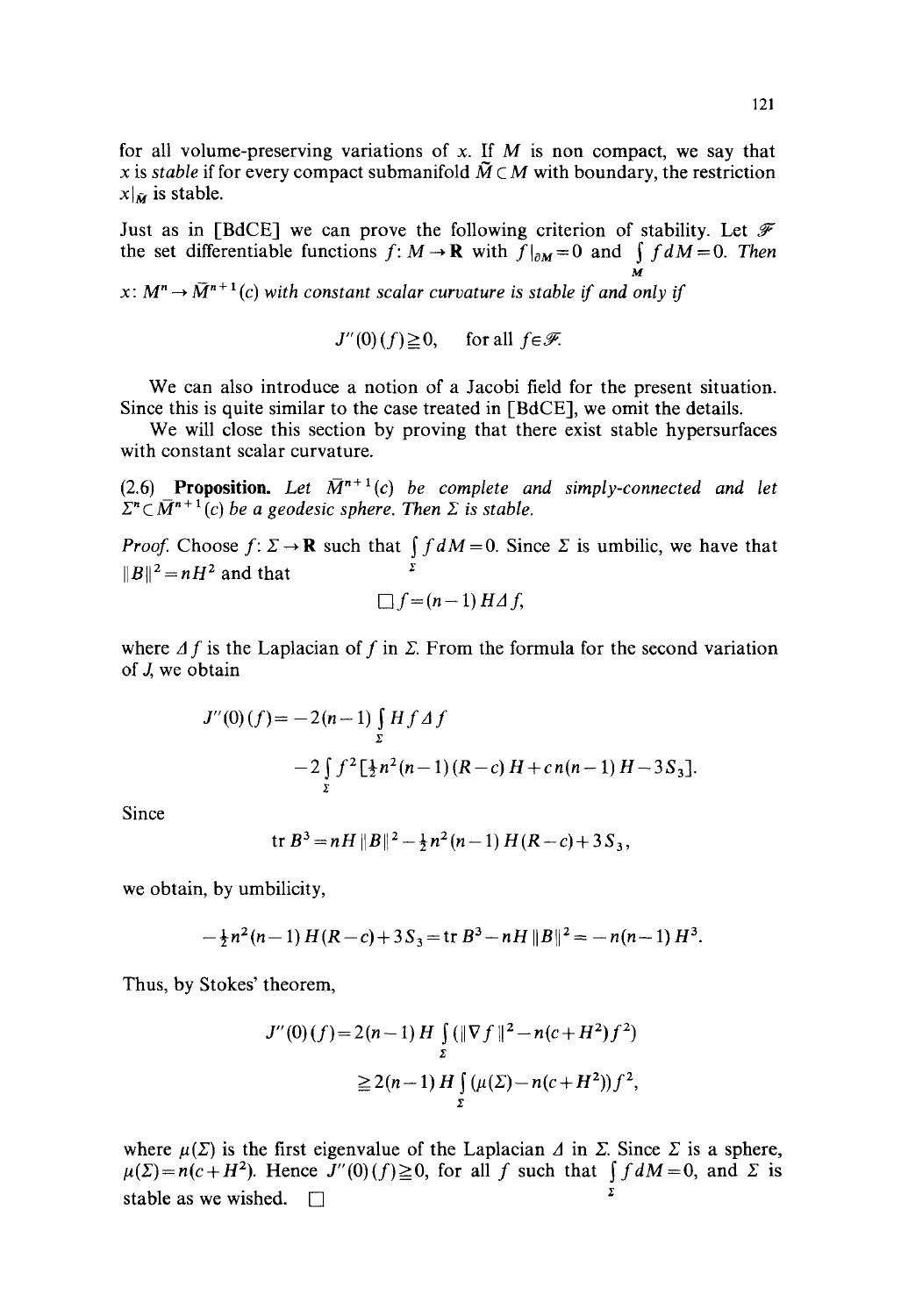for all volume-preserving variations of $x$. If $M$ is non compact, we say that $x$ is *stable* if for every compact submanifold $\tilde{M} \subset M$ with boundary, the restriction $x|_{\tilde{M}}$ is stable.

Just as in [BdCE] we can prove the following criterion of stability. Let $\mathscr{F}$ the set differentiable functions $f: M \to \mathbf{R}$ with $f|_{\partial M} = 0$ and $\int_M f \, dM = 0$. *Then* $x: M^n \to \bar{M}^{n+1}(c)$ *with constant scalar curvature is stable if and only if*

$$J''(0)(f) \geqq 0, \qquad \text{for all } f \in \mathscr{F}.$$

We can also introduce a notion of a Jacobi field for the present situation. Since this is quite similar to the case treated in [BdCE], we omit the details.

We will close this section by proving that there exist stable hypersurfaces with constant scalar curvature.

(2.6) **Proposition.** *Let* $\bar{M}^{n+1}(c)$ *be complete and simply-connected and let* $\Sigma^n \subset \bar{M}^{n+1}(c)$ *be a geodesic sphere. Then* $\Sigma$ *is stable.*

*Proof.* Choose $f: \Sigma \to \mathbf{R}$ such that $\int_\Sigma f \, dM = 0$. Since $\Sigma$ is umbilic, we have that $\|B\|^2 = nH^2$ and that

$$\square f = (n-1) H \Delta f,$$

where $\Delta f$ is the Laplacian of $f$ in $\Sigma$. From the formula for the second variation of $J$, we obtain

$$J''(0)(f) = -2(n-1) \int_\Sigma H f \Delta f$$
$$-2 \int_\Sigma f^2 [\tfrac{1}{2} n^2 (n-1)(R-c) H + c n (n-1) H - 3 S_3].$$

Since

$$\operatorname{tr} B^3 = nH \|B\|^2 - \tfrac{1}{2} n^2 (n-1) H (R-c) + 3 S_3,$$

we obtain, by umbilicity,

$$-\tfrac{1}{2} n^2 (n-1) H (R-c) + 3 S_3 = \operatorname{tr} B^3 - nH \|B\|^2 = -n(n-1) H^3.$$

Thus, by Stokes' theorem,

$$J''(0)(f) = 2(n-1) H \int_\Sigma (\|\nabla f\|^2 - n(c+H^2) f^2)$$
$$\geqq 2(n-1) H \int_\Sigma (\mu(\Sigma) - n(c+H^2)) f^2,$$

where $\mu(\Sigma)$ is the first eigenvalue of the Laplacian $\Delta$ in $\Sigma$. Since $\Sigma$ is a sphere, $\mu(\Sigma) = n(c+H^2)$. Hence $J''(0)(f) \geqq 0$, for all $f$ such that $\int_\Sigma f \, dM = 0$, and $\Sigma$ is stable as we wished. $\square$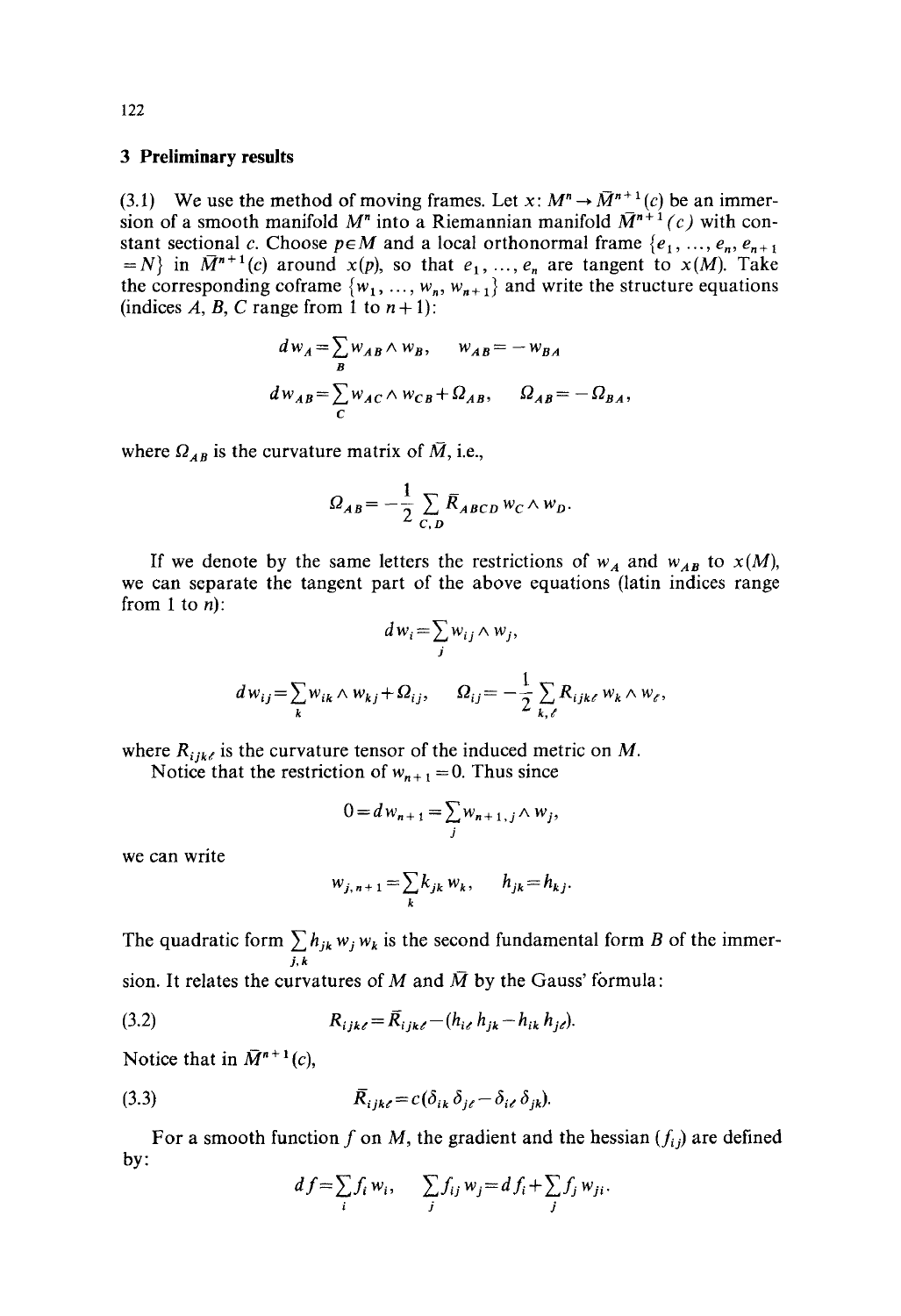## 3 Preliminary results

(3.1) We use the method of moving frames. Let $x: M^n \to \bar{M}^{n+1}(c)$ be an immersion of a smooth manifold $M^n$ into a Riemannian manifold $\bar{M}^{n+1}(c)$ with constant sectional $c$. Choose $p \in M$ and a local orthonormal frame $\{e_1, \ldots, e_n, e_{n+1} = N\}$ in $\bar{M}^{n+1}(c)$ around $x(p)$, so that $e_1, \ldots, e_n$ are tangent to $x(M)$. Take the corresponding coframe $\{w_1, \ldots, w_n, w_{n+1}\}$ and write the structure equations (indices $A$, $B$, $C$ range from 1 to $n+1$):

$$dw_A = \sum_B w_{AB} \wedge w_B, \qquad w_{AB} = -w_{BA}$$

$$dw_{AB} = \sum_C w_{AC} \wedge w_{CB} + \Omega_{AB}, \qquad \Omega_{AB} = -\Omega_{BA},$$

where $\Omega_{AB}$ is the curvature matrix of $\bar{M}$, i.e.,

$$\Omega_{AB} = -\frac{1}{2} \sum_{C,D} \bar{R}_{ABCD}\, w_C \wedge w_D.$$

If we denote by the same letters the restrictions of $w_A$ and $w_{AB}$ to $x(M)$, we can separate the tangent part of the above equations (latin indices range from 1 to $n$):

$$dw_i = \sum_j w_{ij} \wedge w_j,$$

$$dw_{ij} = \sum_k w_{ik} \wedge w_{kj} + \Omega_{ij}, \qquad \Omega_{ij} = -\frac{1}{2} \sum_{k,\ell} R_{ijk\ell}\, w_k \wedge w_\ell,$$

where $R_{ijk\ell}$ is the curvature tensor of the induced metric on $M$.

Notice that the restriction of $w_{n+1} = 0$. Thus since

$$0 = dw_{n+1} = \sum_j w_{n+1,j} \wedge w_j,$$

we can write

$$w_{j,n+1} = \sum_k h_{jk} w_k, \qquad h_{jk} = h_{kj}.$$

The quadratic form $\sum_{j,k} h_{jk} w_j w_k$ is the second fundamental form $B$ of the immersion. It relates the curvatures of $M$ and $\bar{M}$ by the Gauss' formula:

(3.2)
$$R_{ijk\ell} = \bar{R}_{ijk\ell} - (h_{i\ell} h_{jk} - h_{ik} h_{j\ell}).$$

Notice that in $\bar{M}^{n+1}(c)$,

(3.3)
$$\bar{R}_{ijk\ell} = c(\delta_{ik} \delta_{j\ell} - \delta_{i\ell} \delta_{jk}).$$

For a smooth function $f$ on $M$, the gradient and the hessian $(f_{ij})$ are defined by:

$$df = \sum_i f_i w_i, \qquad \sum_j f_{ij} w_j = df_i + \sum_j f_j w_{ji}.$$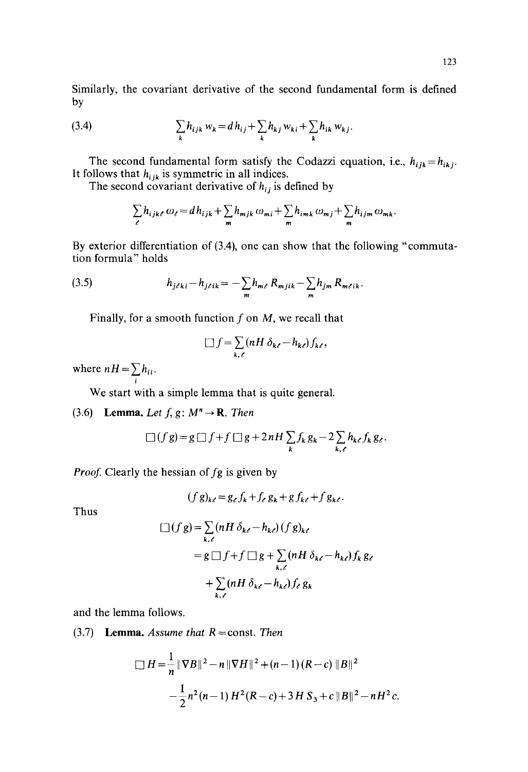Similarly, the covariant derivative of the second fundamental form is defined by

$$\sum_k h_{ijk} w_k = d h_{ij} + \sum_k h_{kj} w_{ki} + \sum_k h_{ik} w_{kj}. \tag{3.4}$$

The second fundamental form satisfy the Codazzi equation, i.e., $h_{ijk} = h_{ikj}$. It follows that $h_{ijk}$ is symmetric in all indices.

The second covariant derivative of $h_{ij}$ is defined by

$$\sum_\ell h_{ijk\ell}\, \omega_\ell = d h_{ijk} + \sum_m h_{mjk}\, \omega_{mi} + \sum_m h_{imk}\, \omega_{mj} + \sum_m h_{ijm}\, \omega_{mk}.$$

By exterior differentiation of (3.4), one can show that the following "commutation formula" holds

$$h_{j\ell ki} - h_{j\ell ik} = -\sum_m h_{m\ell} R_{mjik} - \sum_m h_{jm} R_{m\ell ik}. \tag{3.5}$$

Finally, for a smooth function $f$ on $M$, we recall that

$$\square f = \sum_{k,\ell} (nH\, \delta_{k\ell} - h_{k\ell}) f_{k\ell},$$

where $nH = \sum_i h_{ii}$.

We start with a simple lemma that is quite general.

(3.6) **Lemma.** *Let* $f, g\colon M^n \to \mathbf{R}$. *Then*

$$\square (fg) = g \square f + f \square g + 2nH \sum_k f_k g_k - 2 \sum_{k,\ell} h_{k\ell} f_k g_\ell.$$

*Proof.* Clearly the hessian of $fg$ is given by

$$(fg)_{k\ell} = g_\ell f_k + f_\ell g_k + g f_{k\ell} + f g_{k\ell}.$$

Thus

$$\begin{aligned}
\square (fg) &= \sum_{k,\ell} (nH\, \delta_{k\ell} - h_{k\ell}) (fg)_{k\ell} \\
&= g \square f + f \square g + \sum_{k,\ell} (nH\, \delta_{k\ell} - h_{k\ell}) f_k g_\ell \\
&\quad + \sum_{k,\ell} (nH\, \delta_{k\ell} - h_{k\ell}) f_\ell g_k
\end{aligned}$$

and the lemma follows.

(3.7) **Lemma.** *Assume that* $R = \text{const}$. *Then*

$$\begin{aligned}
\square H &= \frac{1}{n} \|\nabla B\|^2 - n \|\nabla H\|^2 + (n-1)(R-c) \|B\|^2 \\
&\quad - \frac{1}{2} n^2 (n-1) H^2 (R-c) + 3 H S_3 + c \|B\|^2 - nH^2 c.
\end{aligned}$$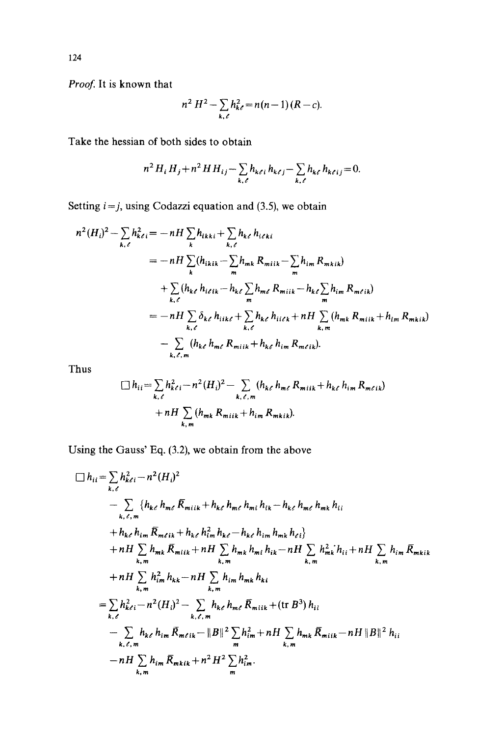*Proof.* It is known that

$$n^2 H^2 - \sum_{k,\ell} h_{k\ell}^2 = n(n-1)(R-c).$$

Take the hessian of both sides to obtain

$$n^2 H_i H_j + n^2 H H_{ij} - \sum_{k,\ell} h_{k\ell i} h_{k\ell j} - \sum_{k,\ell} h_{k\ell} h_{k\ell ij} = 0.$$

Setting $i=j$, using Codazzi equation and (3.5), we obtain

$$\begin{aligned}
n^2(H_i)^2 - \sum_{k,\ell} h_{k\ell i}^2 &= -nH \sum_k h_{ikki} + \sum_{k,\ell} h_{k\ell} h_{i\ell ki} \\
&= -nH \sum_k (h_{ikik} - \sum_m h_{mk} R_{miik} - \sum_m h_{im} R_{mkik}) \\
&\quad + \sum_{k,\ell} (h_{k\ell} h_{i\ell ik} - h_{k\ell} \sum_m h_{m\ell} R_{miik} - h_{k\ell} \sum_m h_{im} R_{m\ell ik}) \\
&= -nH \sum_{k,\ell} \delta_{k\ell} h_{iik\ell} + \sum_{k,\ell} h_{k\ell} h_{ii\ell k} + nH \sum_{k,m} (h_{mk} R_{miik} + h_{im} R_{mkik}) \\
&\quad - \sum_{k,\ell,m} (h_{k\ell} h_{m\ell} R_{miik} + h_{k\ell} h_{im} R_{m\ell ik}).
\end{aligned}$$

Thus

$$\begin{aligned}
\Box h_{ii} &= \sum_{k,\ell} h_{k\ell i}^2 - n^2 (H_i)^2 - \sum_{k,\ell,m} (h_{k\ell} h_{m\ell} R_{miik} + h_{k\ell} h_{im} R_{m\ell ik}) \\
&\quad + nH \sum_{k,m} (h_{mk} R_{miik} + h_{im} R_{mkik}).
\end{aligned}$$

Using the Gauss' Eq. (3.2), we obtain from the above

$$\begin{aligned}
\Box h_{ii} &= \sum_{k,\ell} h_{k\ell i}^2 - n^2 (H_i)^2 \\
&\quad - \sum_{k,\ell,m} \{ h_{k\ell} h_{m\ell} \bar{R}_{miik} + h_{k\ell} h_{m\ell} h_{mi} h_{ik} - h_{k\ell} h_{m\ell} h_{mk} h_{ii} \\
&\quad + h_{k\ell} h_{im} \bar{R}_{m\ell ik} + h_{k\ell} h_{im}^2 h_{k\ell} - h_{k\ell} h_{im} h_{mk} h_{\ell i} \} \\
&\quad + nH \sum_{k,m} h_{mk} \bar{R}_{miik} + nH \sum_{k,m} h_{mk} h_{mi} h_{ik} - nH \sum_{k,m} h_{mk}^2 h_{ii} + nH \sum_{k,m} h_{im} \bar{R}_{mkik} \\
&\quad + nH \sum_{k,m} h_{im}^2 h_{kk} - nH \sum_{k,m} h_{im} h_{mk} h_{ki} \\
&= \sum_{k,\ell} h_{k\ell i}^2 - n^2 (H_i)^2 - \sum_{k,\ell,m} h_{k\ell} h_{m\ell} \bar{R}_{miik} + (\operatorname{tr} B^3) h_{ii} \\
&\quad - \sum_{k,\ell,m} h_{k\ell} h_{im} \bar{R}_{m\ell ik} - \|B\|^2 \sum_m h_{im}^2 + nH \sum_{k,m} h_{mk} \bar{R}_{miik} - nH \|B\|^2 h_{ii} \\
&\quad - nH \sum_{k,m} h_{im} \bar{R}_{mkik} + n^2 H^2 \sum_m h_{im}^2.
\end{aligned}$$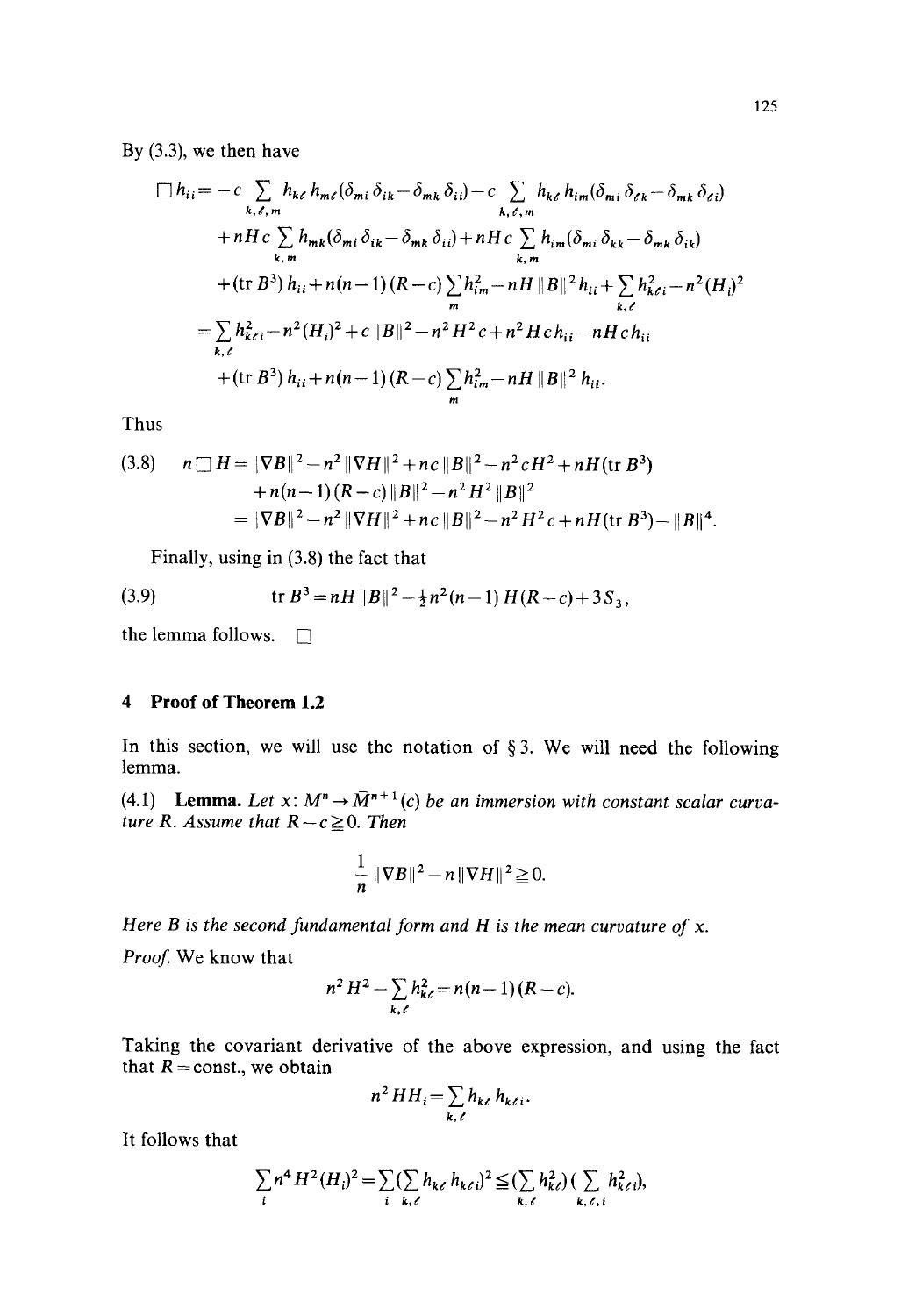By (3.3), we then have

$$
\begin{aligned}
\square h_{ii} = & -c \sum_{k,\ell,m} h_{k\ell} h_{m\ell}(\delta_{mi}\delta_{ik} - \delta_{mk}\delta_{ii}) - c \sum_{k,\ell,m} h_{k\ell} h_{im}(\delta_{mi}\delta_{\ell k} - \delta_{mk}\delta_{\ell i}) \\
& + nHc \sum_{k,m} h_{mk}(\delta_{mi}\delta_{ik} - \delta_{mk}\delta_{ii}) + nHc \sum_{k,m} h_{im}(\delta_{mi}\delta_{kk} - \delta_{mk}\delta_{ik}) \\
& + (\operatorname{tr} B^3) h_{ii} + n(n-1)(R-c) \sum_m h_{im}^2 - nH \|B\|^2 h_{ii} + \sum_{k,\ell} h_{k\ell i}^2 - n^2 (H_i)^2 \\
= & \sum_{k,\ell} h_{k\ell i}^2 - n^2 (H_i)^2 + c\|B\|^2 - n^2 H^2 c + n^2 H c h_{ii} - nHc h_{ii} \\
& + (\operatorname{tr} B^3) h_{ii} + n(n-1)(R-c) \sum_m h_{im}^2 - nH \|B\|^2 h_{ii}.
\end{aligned}
$$

Thus

$$
\begin{aligned}
(3.8) \qquad n\square H = & \|\nabla B\|^2 - n^2 \|\nabla H\|^2 + nc\|B\|^2 - n^2 c H^2 + nH(\operatorname{tr} B^3) \\
& + n(n-1)(R-c)\|B\|^2 - n^2 H^2 \|B\|^2 \\
= & \|\nabla B\|^2 - n^2 \|\nabla H\|^2 + nc\|B\|^2 - n^2 H^2 c + nH(\operatorname{tr} B^3) - \|B\|^4.
\end{aligned}
$$

Finally, using in (3.8) the fact that

$$
(3.9) \qquad \operatorname{tr} B^3 = nH\|B\|^2 - \tfrac{1}{2} n^2 (n-1) H(R-c) + 3S_3,
$$

the lemma follows. □

## 4 Proof of Theorem 1.2

In this section, we will use the notation of § 3. We will need the following lemma.

(4.1) **Lemma.** *Let $x: M^n \to \bar{M}^{n+1}(c)$ be an immersion with constant scalar curvature $R$. Assume that $R - c \geq 0$. Then*

$$
\frac{1}{n}\|\nabla B\|^2 - n\|\nabla H\|^2 \geq 0.
$$

*Here $B$ is the second fundamental form and $H$ is the mean curvature of $x$.*

*Proof.* We know that

$$
n^2 H^2 - \sum_{k,\ell} h_{k\ell}^2 = n(n-1)(R-c).
$$

Taking the covariant derivative of the above expression, and using the fact that $R = \text{const.}$, we obtain

$$
n^2 H H_i = \sum_{k,\ell} h_{k\ell} h_{k\ell i}.
$$

It follows that

$$
\sum_i n^4 H^2 (H_i)^2 = \sum_i \Big(\sum_{k,\ell} h_{k\ell} h_{k\ell i}\Big)^2 \leq \Big(\sum_{k,\ell} h_{k\ell}^2\Big)\Big(\sum_{k,\ell,i} h_{k\ell i}^2\Big),
$$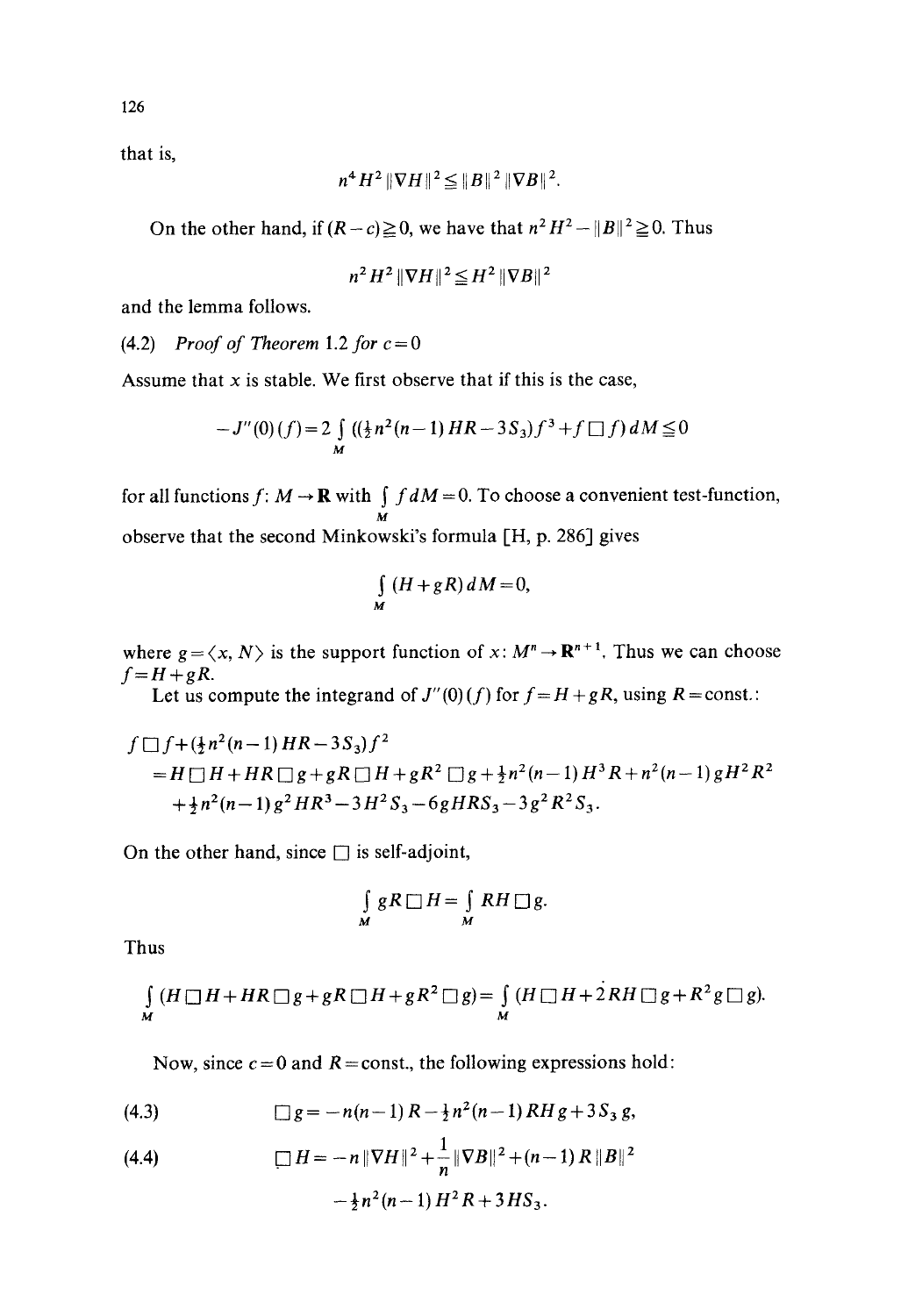that is,

$$n^4 H^2 \|\nabla H\|^2 \leqq \|B\|^2 \|\nabla B\|^2.$$

On the other hand, if $(R-c) \geqq 0$, we have that $n^2 H^2 - \|B\|^2 \geqq 0$. Thus

$$n^2 H^2 \|\nabla H\|^2 \leqq H^2 \|\nabla B\|^2$$

and the lemma follows.

(4.2) *Proof of Theorem* 1.2 *for* $c=0$

Assume that $x$ is stable. We first observe that if this is the case,

$$-J''(0)(f) = 2 \int_M \left( \left(\tfrac{1}{2} n^2 (n-1) HR - 3S_3\right) f^3 + f \,\square f \right) dM \leqq 0$$

for all functions $f: M \to \mathbf{R}$ with $\int_M f\, dM = 0$. To choose a convenient test-function, observe that the second Minkowski's formula [H, p. 286] gives

$$\int_M (H + gR)\, dM = 0,$$

where $g = \langle x, N \rangle$ is the support function of $x: M^n \to \mathbf{R}^{n+1}$. Thus we can choose $f = H + gR$.

Let us compute the integrand of $J''(0)(f)$ for $f = H + gR$, using $R = \text{const.}$:

$$\begin{aligned}
f \,\square f + \left(\tfrac{1}{2} n^2 (n-1) HR - 3S_3\right) f^2 &= H \,\square H + HR \,\square g + gR \,\square H + gR^2 \,\square g + \tfrac{1}{2} n^2 (n-1) H^3 R + n^2 (n-1) g H^2 R^2 \\
&\quad + \tfrac{1}{2} n^2 (n-1) g^2 H R^3 - 3H^2 S_3 - 6gHRS_3 - 3g^2 R^2 S_3.
\end{aligned}$$

On the other hand, since $\square$ is self-adjoint,

$$\int_M gR \,\square H = \int_M RH \,\square g.$$

Thus

$$\int_M (H \,\square H + HR \,\square g + gR \,\square H + gR^2 \,\square g) = \int_M (H \,\square H + 2RH \,\square g + R^2 g \,\square g).$$

Now, since $c=0$ and $R = \text{const.}$, the following expressions hold:

$$\square g = -n(n-1) R - \tfrac{1}{2} n^2 (n-1) RHg + 3S_3 g, \tag{4.3}$$

$$\square H = -n \|\nabla H\|^2 + \frac{1}{n} \|\nabla B\|^2 + (n-1) R \|B\|^2 - \tfrac{1}{2} n^2 (n-1) H^2 R + 3HS_3. \tag{4.4}$$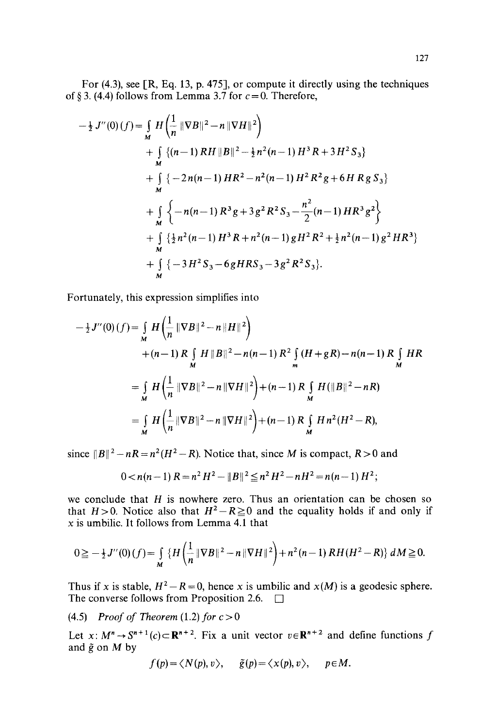For (4.3), see [R, Eq. 13, p. 475], or compute it directly using the techniques of § 3. (4.4) follows from Lemma 3.7 for $c=0$. Therefore,

$$
\begin{aligned}
-\tfrac{1}{2}J''(0)(f) = & \int_M H\left(\frac{1}{n}\|\nabla B\|^2 - n\|\nabla H\|^2\right) \\
& + \int_M \{(n-1)RH\|B\|^2 - \tfrac{1}{2}n^2(n-1)H^3R + 3H^2S_3\} \\
& + \int_M \{-2n(n-1)HR^2 - n^2(n-1)H^2R^2g + 6HRgS_3\} \\
& + \int_M \left\{-n(n-1)R^3g + 3g^2R^2S_3 - \frac{n^2}{2}(n-1)HR^3g^2\right\} \\
& + \int_M \{\tfrac{1}{2}n^2(n-1)H^3R + n^2(n-1)gH^2R^2 + \tfrac{1}{2}n^2(n-1)g^2HR^3\} \\
& + \int_M \{-3H^2S_3 - 6gHRS_3 - 3g^2R^2S_3\}.
\end{aligned}
$$

Fortunately, this expression simplifies into

$$
\begin{aligned}
-\tfrac{1}{2}J''(0)(f) &= \int_M H\left(\frac{1}{n}\|\nabla B\|^2 - n\|H\|^2\right) \\
&\quad + (n-1)R\int_M H\|B\|^2 - n(n-1)R^2\int_m (H+gR) - n(n-1)R\int_M HR \\
&= \int_M H\left(\frac{1}{n}\|\nabla B\|^2 - n\|\nabla H\|^2\right) + (n-1)R\int_M H(\|B\|^2 - nR) \\
&= \int_M H\left(\frac{1}{n}\|\nabla B\|^2 - n\|\nabla H\|^2\right) + (n-1)R\int_M Hn^2(H^2 - R),
\end{aligned}
$$

since $\|B\|^2 - nR = n^2(H^2 - R)$. Notice that, since $M$ is compact, $R > 0$ and

$$0 < n(n-1)R = n^2H^2 - \|B\|^2 \leqq n^2H^2 - nH^2 = n(n-1)H^2;$$

we conclude that $H$ is nowhere zero. Thus an orientation can be chosen so that $H > 0$. Notice also that $H^2 - R \geqq 0$ and the equality holds if and only if $x$ is umbilic. It follows from Lemma 4.1 that

$$0 \geqq -\tfrac{1}{2}J''(0)(f) = \int_M \left\{H\left(\frac{1}{n}\|\nabla B\|^2 - n\|\nabla H\|^2\right) + n^2(n-1)RH(H^2 - R)\right\} dM \geqq 0.$$

Thus if $x$ is stable, $H^2 - R = 0$, hence $x$ is umbilic and $x(M)$ is a geodesic sphere. The converse follows from Proposition 2.6. $\square$

(4.5) *Proof of Theorem* (1.2) *for* $c > 0$

Let $x: M^n \to S^{n+1}(c) \subset \mathbf{R}^{n+2}$. Fix a unit vector $v \in \mathbf{R}^{n+2}$ and define functions $f$ and $\tilde{g}$ on $M$ by

$$f(p) = \langle N(p), v\rangle, \quad \tilde{g}(p) = \langle x(p), v\rangle, \quad p \in M.$$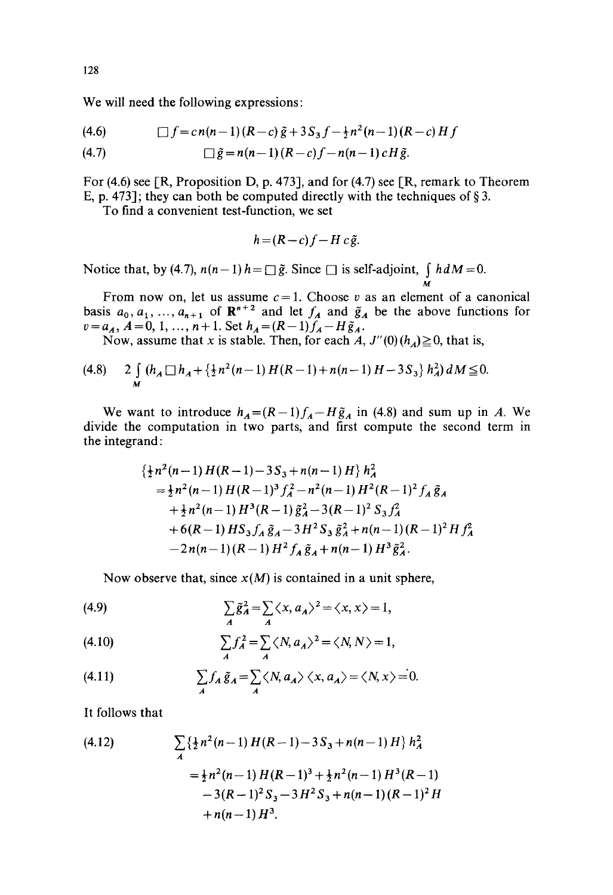We will need the following expressions:

$$\square f = c n(n-1)(R-c)\tilde{g} + 3S_3 f - \tfrac{1}{2}n^2(n-1)(R-c)Hf \tag{4.6}$$

$$\square \tilde{g} = n(n-1)(R-c)f - n(n-1)cH\tilde{g}. \tag{4.7}$$

For (4.6) see [R, Proposition D, p. 473], and for (4.7) see [R, remark to Theorem E, p. 473]; they can both be computed directly with the techniques of § 3.

To find a convenient test-function, we set

$$h = (R-c)f - Hc\tilde{g}.$$

Notice that, by (4.7), $n(n-1)h = \square \tilde{g}$. Since $\square$ is self-adjoint, $\int_M h\,dM = 0$.

From now on, let us assume $c=1$. Choose $v$ as an element of a canonical basis $a_0, a_1, \ldots, a_{n+1}$ of $\mathbf{R}^{n+2}$ and let $f_A$ and $\tilde{g}_A$ be the above functions for $v = a_A$, $A = 0, 1, \ldots, n+1$. Set $h_A = (R-1)f_A - H\tilde{g}_A$.

Now, assume that $x$ is stable. Then, for each $A$, $J''(0)(h_A) \geqq 0$, that is,

$$2\int_M \left(h_A \square h_A + \{\tfrac{1}{2}n^2(n-1)H(R-1) + n(n-1)H - 3S_3\} h_A^2\right) dM \leqq 0. \tag{4.8}$$

We want to introduce $h_A = (R-1)f_A - H\tilde{g}_A$ in (4.8) and sum up in $A$. We divide the computation in two parts, and first compute the second term in the integrand:

$$\begin{aligned}
&\{\tfrac{1}{2}n^2(n-1)H(R-1) - 3S_3 + n(n-1)H\} h_A^2 \\
&= \tfrac{1}{2}n^2(n-1)H(R-1)^3 f_A^2 - n^2(n-1)H^2(R-1)^2 f_A\tilde{g}_A \\
&\quad + \tfrac{1}{2}n^2(n-1)H^3(R-1)\tilde{g}_A^2 - 3(R-1)^2 S_3 f_A^2 \\
&\quad + 6(R-1)HS_3 f_A\tilde{g}_A - 3H^2 S_3\tilde{g}_A^2 + n(n-1)(R-1)^2 H f_A^2 \\
&\quad - 2n(n-1)(R-1)H^2 f_A\tilde{g}_A + n(n-1)H^3\tilde{g}_A^2.
\end{aligned}$$

Now observe that, since $x(M)$ is contained in a unit sphere,

$$\sum_A \tilde{g}_A^2 = \sum_A \langle x, a_A\rangle^2 = \langle x, x\rangle = 1, \tag{4.9}$$

$$\sum_A f_A^2 = \sum_A \langle N, a_A\rangle^2 = \langle N, N\rangle = 1, \tag{4.10}$$

$$\sum_A f_A\tilde{g}_A = \sum_A \langle N, a_A\rangle\langle x, a_A\rangle = \langle N, x\rangle = 0. \tag{4.11}$$

It follows that

$$\begin{aligned}
&\sum_A \{\tfrac{1}{2}n^2(n-1)H(R-1) - 3S_3 + n(n-1)H\} h_A^2 \\
&= \tfrac{1}{2}n^2(n-1)H(R-1)^3 + \tfrac{1}{2}n^2(n-1)H^3(R-1) \\
&\quad - 3(R-1)^2 S_3 - 3H^2 S_3 + n(n-1)(R-1)^2 H \\
&\quad + n(n-1)H^3.
\end{aligned} \tag{4.12}$$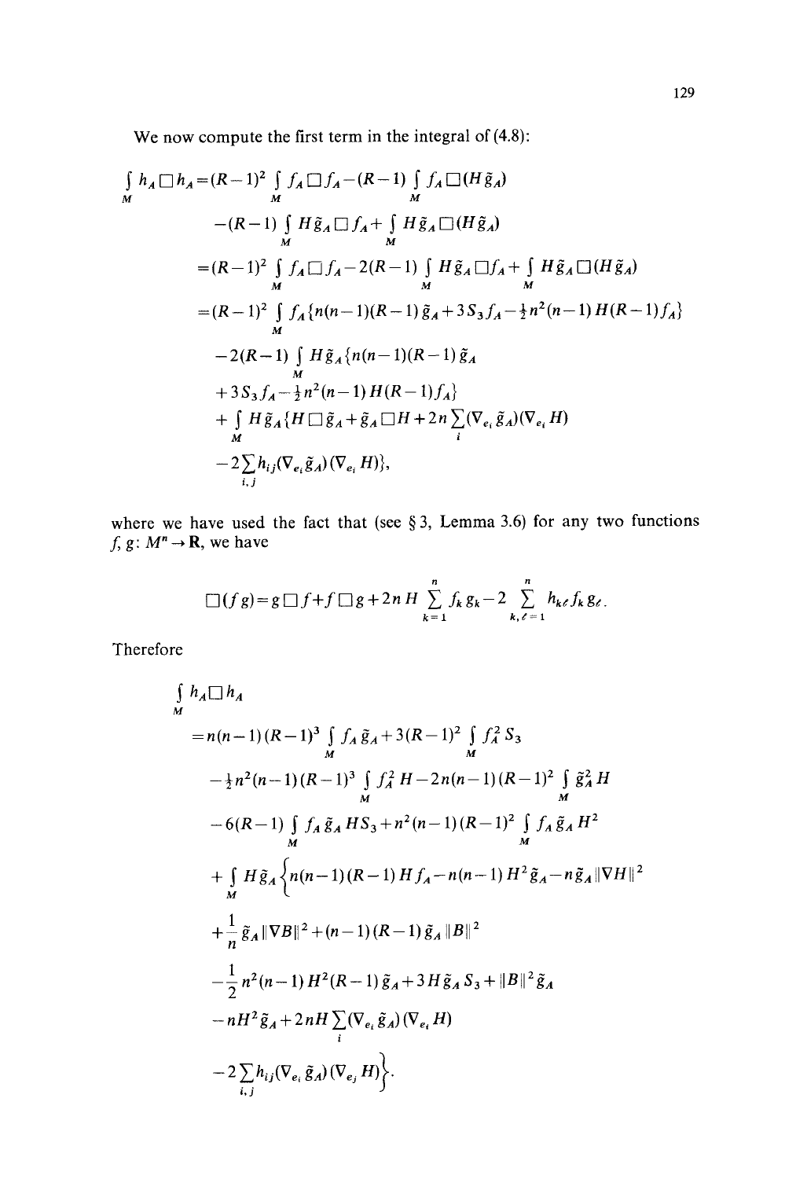We now compute the first term in the integral of (4.8):

$$
\begin{aligned}
\int_M h_A \Box h_A &= (R-1)^2 \int_M f_A \Box f_A - (R-1) \int_M f_A \Box (H\tilde{g}_A) \\
&\quad - (R-1) \int_M H\tilde{g}_A \Box f_A + \int_M H\tilde{g}_A \Box (H\tilde{g}_A) \\
&= (R-1)^2 \int_M f_A \Box f_A - 2(R-1) \int_M H\tilde{g}_A \Box f_A + \int_M H\tilde{g}_A \Box (H\tilde{g}_A) \\
&= (R-1)^2 \int_M f_A \{n(n-1)(R-1)\tilde{g}_A + 3S_3 f_A - \tfrac{1}{2}n^2(n-1)H(R-1)f_A\} \\
&\quad - 2(R-1) \int_M H\tilde{g}_A \{n(n-1)(R-1)\tilde{g}_A \\
&\quad + 3S_3 f_A - \tfrac{1}{2}n^2(n-1)H(R-1)f_A\} \\
&\quad + \int_M H\tilde{g}_A \{H\Box\tilde{g}_A + \tilde{g}_A \Box H + 2n\sum_i (\nabla_{e_i}\tilde{g}_A)(\nabla_{e_i} H) \\
&\quad - 2\sum_{i,j} h_{ij}(\nabla_{e_i}\tilde{g}_A)(\nabla_{e_i} H)\},
\end{aligned}
$$

where we have used the fact that (see § 3, Lemma 3.6) for any two functions $f, g\colon M^n \to \mathbf{R}$, we have

$$
\Box(fg) = g\Box f + f\Box g + 2nH \sum_{k=1}^{n} f_k g_k - 2 \sum_{k,\ell=1}^{n} h_{k\ell} f_k g_\ell .
$$

Therefore

$$
\begin{aligned}
\int_M h_A \Box h_A
&= n(n-1)(R-1)^3 \int_M f_A \tilde{g}_A + 3(R-1)^2 \int_M f_A^2 S_3 \\
&\quad - \tfrac{1}{2}n^2(n-1)(R-1)^3 \int_M f_A^2 H - 2n(n-1)(R-1)^2 \int_M \tilde{g}_A^2 H \\
&\quad - 6(R-1) \int_M f_A \tilde{g}_A H S_3 + n^2(n-1)(R-1)^2 \int_M f_A \tilde{g}_A H^2 \\
&\quad + \int_M H\tilde{g}_A \Big\{ n(n-1)(R-1)Hf_A - n(n-1)H^2\tilde{g}_A - n\tilde{g}_A \|\nabla H\|^2 \\
&\quad + \frac{1}{n}\tilde{g}_A \|\nabla B\|^2 + (n-1)(R-1)\tilde{g}_A \|B\|^2 \\
&\quad - \frac{1}{2}n^2(n-1)H^2(R-1)\tilde{g}_A + 3H\tilde{g}_A S_3 + \|B\|^2 \tilde{g}_A \\
&\quad - nH^2\tilde{g}_A + 2nH\sum_i (\nabla_{e_i}\tilde{g}_A)(\nabla_{e_i} H) \\
&\quad - 2\sum_{i,j} h_{ij}(\nabla_{e_i}\tilde{g}_A)(\nabla_{e_j} H) \Big\}.
\end{aligned}
$$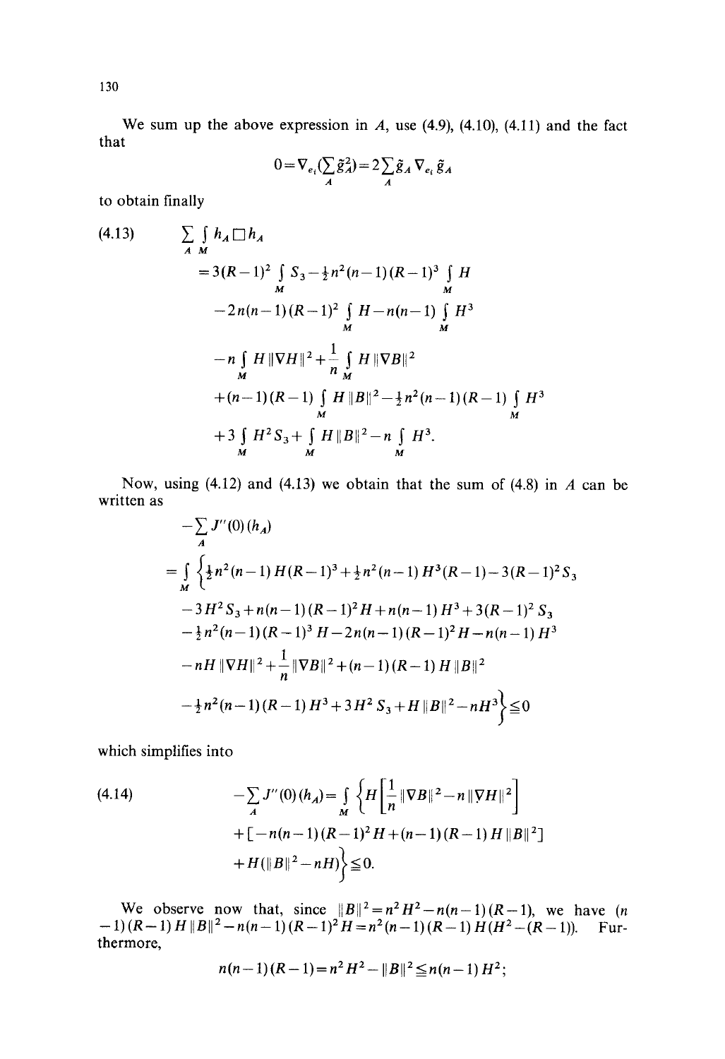We sum up the above expression in $A$, use (4.9), (4.10), (4.11) and the fact that

$$0=\nabla_{e_i}\left(\sum_A \tilde{g}_A^2\right)=2\sum_A \tilde{g}_A \nabla_{e_i} \tilde{g}_A$$

to obtain finally

$$
\begin{aligned}
(4.13)\qquad \sum_A \int_M h_A \square h_A
&=3(R-1)^2 \int_M S_3-\tfrac{1}{2}n^2(n-1)(R-1)^3 \int_M H\\
&\quad -2n(n-1)(R-1)^2 \int_M H-n(n-1) \int_M H^3\\
&\quad -n \int_M H\|\nabla H\|^2+\frac{1}{n} \int_M H\|\nabla B\|^2\\
&\quad +(n-1)(R-1) \int_M H\|B\|^2-\tfrac{1}{2}n^2(n-1)(R-1) \int_M H^3\\
&\quad +3 \int_M H^2 S_3+ \int_M H\|B\|^2-n \int_M H^3.
\end{aligned}
$$

Now, using (4.12) and (4.13) we obtain that the sum of (4.8) in $A$ can be written as

$$
\begin{aligned}
&-\sum_A J''(0)(h_A)\\
&= \int_M \Big\{\tfrac{1}{2}n^2(n-1)H(R-1)^3+\tfrac{1}{2}n^2(n-1)H^3(R-1)-3(R-1)^2 S_3\\
&\quad -3H^2 S_3+n(n-1)(R-1)^2 H+n(n-1)H^3+3(R-1)^2 S_3\\
&\quad -\tfrac{1}{2}n^2(n-1)(R-1)^3 H-2n(n-1)(R-1)^2 H-n(n-1)H^3\\
&\quad -nH\|\nabla H\|^2+\frac{1}{n}\|\nabla B\|^2+(n-1)(R-1)H\|B\|^2\\
&\quad -\tfrac{1}{2}n^2(n-1)(R-1)H^3+3H^2 S_3+H\|B\|^2-nH^3\Big\}\leqq 0
\end{aligned}
$$

which simplifies into

$$
\begin{aligned}
(4.14)\qquad -\sum_A J''(0)(h_A)&= \int_M \Big\{H\left[\frac{1}{n}\|\nabla B\|^2-n\|\nabla H\|^2\right]\\
&\quad +\left[-n(n-1)(R-1)^2 H+(n-1)(R-1)H\|B\|^2\right]\\
&\quad +H(\|B\|^2-nH)\Big\}\leqq 0.
\end{aligned}
$$

We observe now that, since $\|B\|^2=n^2H^2-n(n-1)(R-1)$, we have $(n-1)(R-1)H\|B\|^2-n(n-1)(R-1)^2H=n^2(n-1)(R-1)H(H^2-(R-1))$. Furthermore,

$$n(n-1)(R-1)=n^2H^2-\|B\|^2\leqq n(n-1)H^2;$$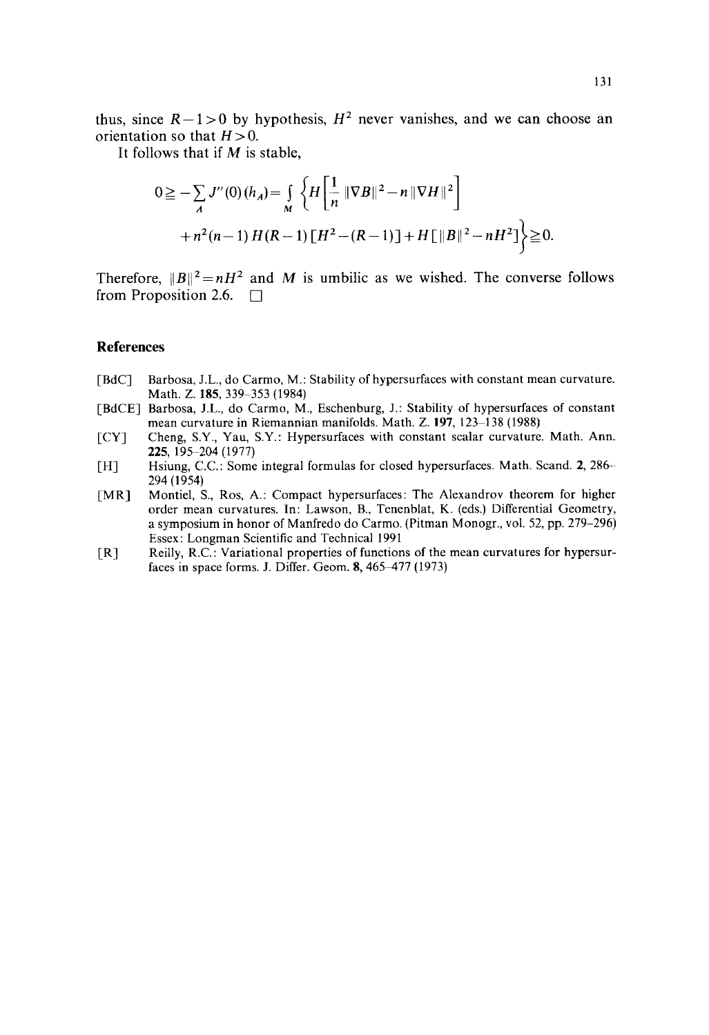thus, since $R-1>0$ by hypothesis, $H^2$ never vanishes, and we can choose an orientation so that $H>0$.

It follows that if $M$ is stable,

$$0 \geqq -\sum_A J''(0)(h_A) = \int_M \Big\{ H\Big[\frac{1}{n}\|\nabla B\|^2 - n\|\nabla H\|^2\Big] + n^2(n-1)\, H(R-1)\,[H^2-(R-1)] + H\,[\|B\|^2 - nH^2]\Big\} \geqq 0.$$

Therefore, $\|B\|^2 = nH^2$ and $M$ is umbilic as we wished. The converse follows from Proposition 2.6. □

## References

[BdC] Barbosa, J.L., do Carmo, M.: Stability of hypersurfaces with constant mean curvature. Math. Z. **185**, 339–353 (1984)

[BdCE] Barbosa, J.L., do Carmo, M., Eschenburg, J.: Stability of hypersurfaces of constant mean curvature in Riemannian manifolds. Math. Z. **197**, 123–138 (1988)

[CY] Cheng, S.Y., Yau, S.Y.: Hypersurfaces with constant scalar curvature. Math. Ann. **225**, 195–204 (1977)

[H] Hsiung, C.C.: Some integral formulas for closed hypersurfaces. Math. Scand. **2**, 286–294 (1954)

[MR] Montiel, S., Ros, A.: Compact hypersurfaces: The Alexandrov theorem for higher order mean curvatures. In: Lawson, B., Tenenblat, K. (eds.) Differential Geometry, a symposium in honor of Manfredo do Carmo. (Pitman Monogr., vol. 52, pp. 279–296) Essex: Longman Scientific and Technical 1991

[R] Reilly, R.C.: Variational properties of functions of the mean curvatures for hypersurfaces in space forms. J. Differ. Geom. **8**, 465–477 (1973)